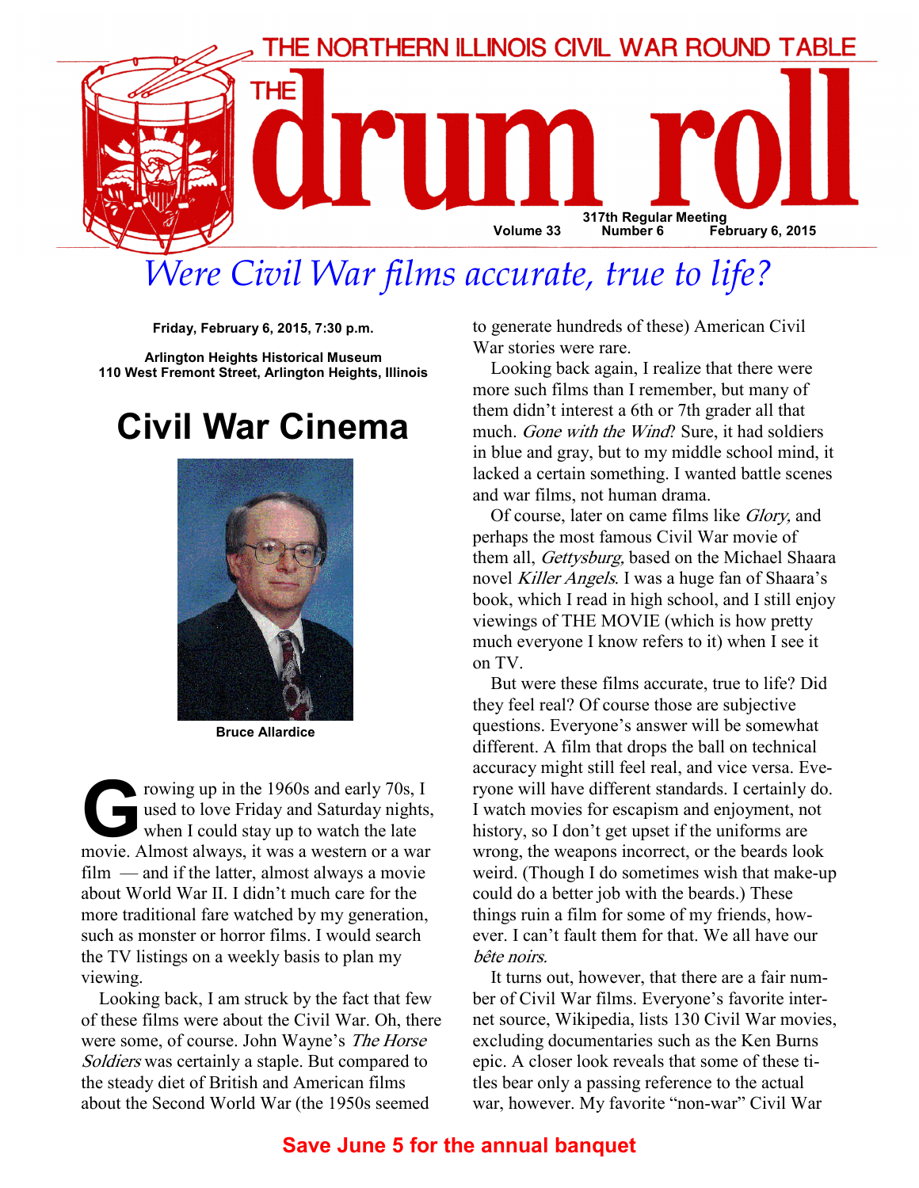THE NORTHERN ILLINOIS CIVIL WAR ROUND TABLE

# THE drum roll

Volume 33 — 317th Regular Meeting, Number 6 — February 6, 2015

## *Were Civil War films accurate, true to life?*

**Friday, February 6, 2015, 7:30 p.m.**

**Arlington Heights Historical Museum**
**110 West Fremont Street, Arlington Heights, Illinois**

# Civil War Cinema

**Bruce Allardice**

Growing up in the 1960s and early 70s, I used to love Friday and Saturday nights, when I could stay up to watch the late movie. Almost always, it was a western or a war film — and if the latter, almost always a movie about World War II. I didn't much care for the more traditional fare watched by my generation, such as monster or horror films. I would search the TV listings on a weekly basis to plan my viewing.

Looking back, I am struck by the fact that few of these films were about the Civil War. Oh, there were some, of course. John Wayne's *The Horse Soldiers* was certainly a staple. But compared to the steady diet of British and American films about the Second World War (the 1950s seemed to generate hundreds of these) American Civil War stories were rare.

Looking back again, I realize that there were more such films than I remember, but many of them didn't interest a 6th or 7th grader all that much. *Gone with the Wind*? Sure, it had soldiers in blue and gray, but to my middle school mind, it lacked a certain something. I wanted battle scenes and war films, not human drama.

Of course, later on came films like *Glory,* and perhaps the most famous Civil War movie of them all, *Gettysburg,* based on the Michael Shaara novel *Killer Angels*. I was a huge fan of Shaara's book, which I read in high school, and I still enjoy viewings of THE MOVIE (which is how pretty much everyone I know refers to it) when I see it on TV.

But were these films accurate, true to life? Did they feel real? Of course those are subjective questions. Everyone's answer will be somewhat different. A film that drops the ball on technical accuracy might still feel real, and vice versa. Everyone will have different standards. I certainly do. I watch movies for escapism and enjoyment, not history, so I don't get upset if the uniforms are wrong, the weapons incorrect, or the beards look weird. (Though I do sometimes wish that make-up could do a better job with the beards.) These things ruin a film for some of my friends, however. I can't fault them for that. We all have our *bête noirs.*

It turns out, however, that there are a fair number of Civil War films. Everyone's favorite internet source, Wikipedia, lists 130 Civil War movies, excluding documentaries such as the Ken Burns epic. A closer look reveals that some of these titles bear only a passing reference to the actual war, however. My favorite "non-war" Civil War

**Save June 5 for the annual banquet**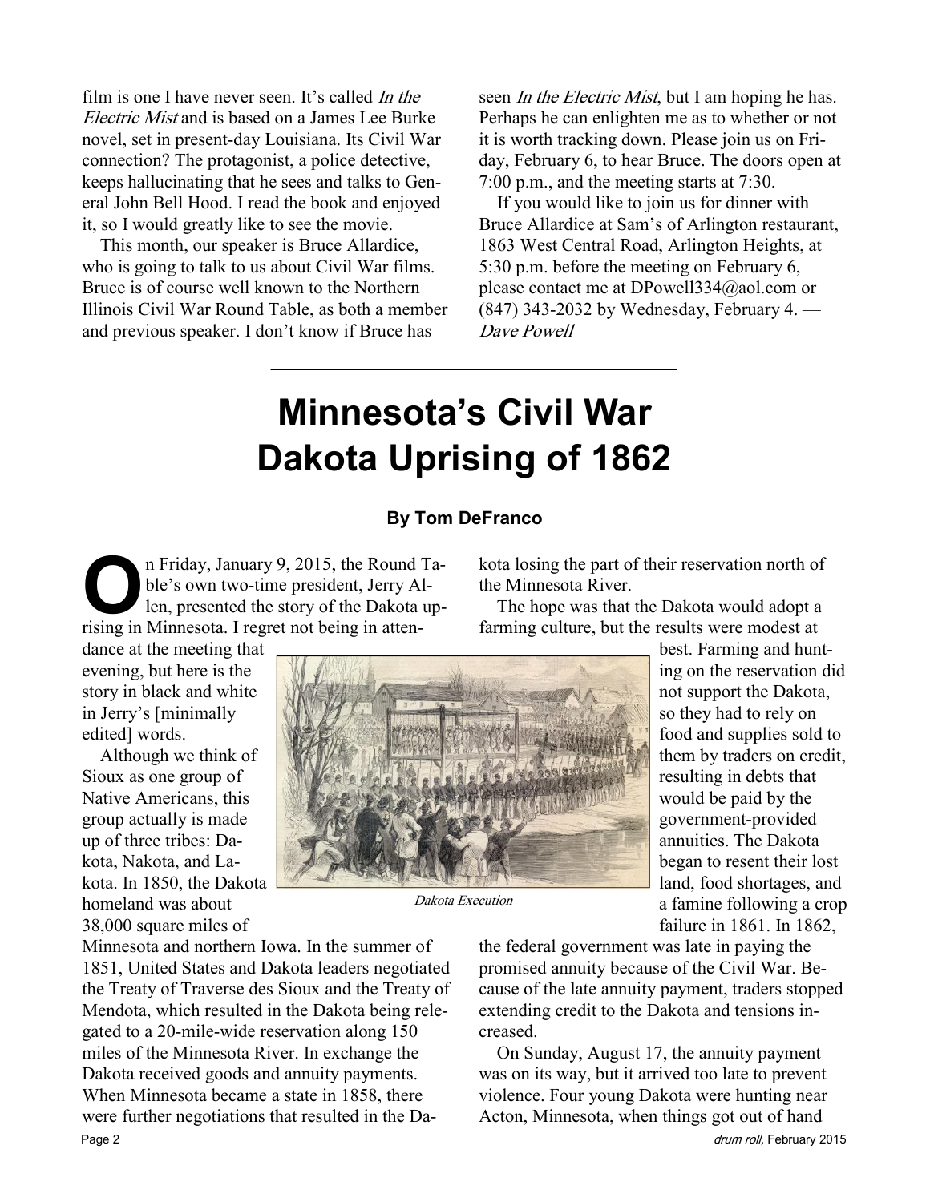film is one I have never seen. It's called *In the Electric Mist* and is based on a James Lee Burke novel, set in present-day Louisiana. Its Civil War connection? The protagonist, a police detective, keeps hallucinating that he sees and talks to General John Bell Hood. I read the book and enjoyed it, so I would greatly like to see the movie.

This month, our speaker is Bruce Allardice, who is going to talk to us about Civil War films. Bruce is of course well known to the Northern Illinois Civil War Round Table, as both a member and previous speaker. I don't know if Bruce has seen *In the Electric Mist*, but I am hoping he has. Perhaps he can enlighten me as to whether or not it is worth tracking down. Please join us on Friday, February 6, to hear Bruce. The doors open at 7:00 p.m., and the meeting starts at 7:30.

If you would like to join us for dinner with Bruce Allardice at Sam's of Arlington restaurant, 1863 West Central Road, Arlington Heights, at 5:30 p.m. before the meeting on February 6, please contact me at DPowell334@aol.com or (847) 343-2032 by Wednesday, February 4. — *Dave Powell*

---

# Minnesota's Civil War Dakota Uprising of 1862

**By Tom DeFranco**

On Friday, January 9, 2015, the Round Table's own two-time president, Jerry Allen, presented the story of the Dakota uprising in Minnesota. I regret not being in attendance at the meeting that evening, but here is the story in black and white in Jerry's [minimally edited] words.

Although we think of Sioux as one group of Native Americans, this group actually is made up of three tribes: Dakota, Nakota, and Lakota. In 1850, the Dakota homeland was about 38,000 square miles of Minnesota and northern Iowa. In the summer of 1851, United States and Dakota leaders negotiated the Treaty of Traverse des Sioux and the Treaty of Mendota, which resulted in the Dakota being relegated to a 20-mile-wide reservation along 150 miles of the Minnesota River. In exchange the Dakota received goods and annuity payments. When Minnesota became a state in 1858, there were further negotiations that resulted in the Dakota losing the part of their reservation north of the Minnesota River.

*Dakota Execution*

The hope was that the Dakota would adopt a farming culture, but the results were modest at best. Farming and hunting on the reservation did not support the Dakota, so they had to rely on food and supplies sold to them by traders on credit, resulting in debts that would be paid by the government-provided annuities. The Dakota began to resent their lost land, food shortages, and a famine following a crop failure in 1861. In 1862, the federal government was late in paying the promised annuity because of the Civil War. Because of the late annuity payment, traders stopped extending credit to the Dakota and tensions increased.

On Sunday, August 17, the annuity payment was on its way, but it arrived too late to prevent violence. Four young Dakota were hunting near Acton, Minnesota, when things got out of hand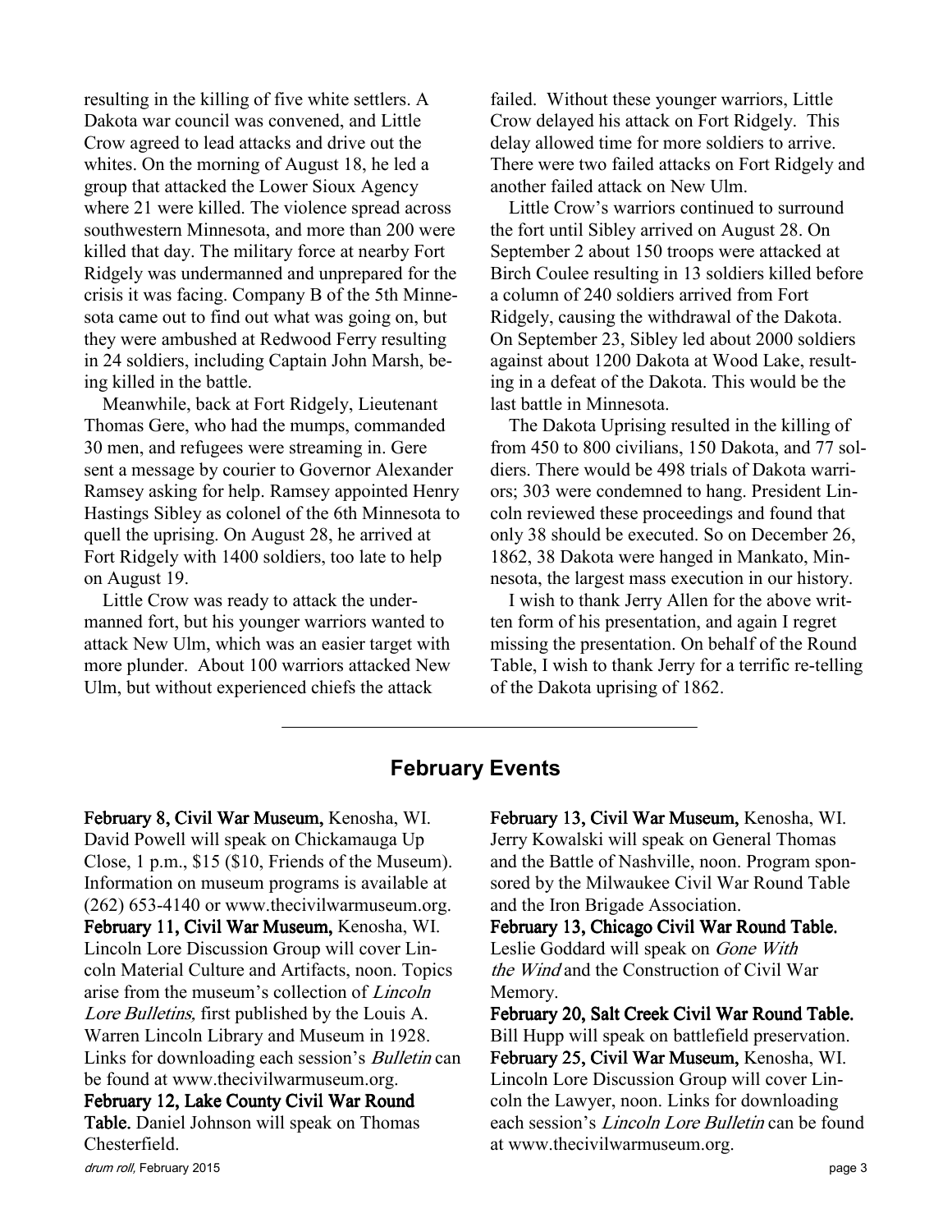resulting in the killing of five white settlers. A Dakota war council was convened, and Little Crow agreed to lead attacks and drive out the whites. On the morning of August 18, he led a group that attacked the Lower Sioux Agency where 21 were killed. The violence spread across southwestern Minnesota, and more than 200 were killed that day. The military force at nearby Fort Ridgely was undermanned and unprepared for the crisis it was facing. Company B of the 5th Minnesota came out to find out what was going on, but they were ambushed at Redwood Ferry resulting in 24 soldiers, including Captain John Marsh, being killed in the battle.

Meanwhile, back at Fort Ridgely, Lieutenant Thomas Gere, who had the mumps, commanded 30 men, and refugees were streaming in. Gere sent a message by courier to Governor Alexander Ramsey asking for help. Ramsey appointed Henry Hastings Sibley as colonel of the 6th Minnesota to quell the uprising. On August 28, he arrived at Fort Ridgely with 1400 soldiers, too late to help on August 19.

Little Crow was ready to attack the undermanned fort, but his younger warriors wanted to attack New Ulm, which was an easier target with more plunder. About 100 warriors attacked New Ulm, but without experienced chiefs the attack failed. Without these younger warriors, Little Crow delayed his attack on Fort Ridgely. This delay allowed time for more soldiers to arrive. There were two failed attacks on Fort Ridgely and another failed attack on New Ulm.

Little Crow's warriors continued to surround the fort until Sibley arrived on August 28. On September 2 about 150 troops were attacked at Birch Coulee resulting in 13 soldiers killed before a column of 240 soldiers arrived from Fort Ridgely, causing the withdrawal of the Dakota. On September 23, Sibley led about 2000 soldiers against about 1200 Dakota at Wood Lake, resulting in a defeat of the Dakota. This would be the last battle in Minnesota.

The Dakota Uprising resulted in the killing of from 450 to 800 civilians, 150 Dakota, and 77 soldiers. There would be 498 trials of Dakota warriors; 303 were condemned to hang. President Lincoln reviewed these proceedings and found that only 38 should be executed. So on December 26, 1862, 38 Dakota were hanged in Mankato, Minnesota, the largest mass execution in our history.

I wish to thank Jerry Allen for the above written form of his presentation, and again I regret missing the presentation. On behalf of the Round Table, I wish to thank Jerry for a terrific re-telling of the Dakota uprising of 1862.

---

## February Events

**February 8, Civil War Museum,** Kenosha, WI. David Powell will speak on Chickamauga Up Close, 1 p.m., $15 ($10, Friends of the Museum). Information on museum programs is available at (262) 653-4140 or www.thecivilwarmuseum.org.

**February 11, Civil War Museum,** Kenosha, WI. Lincoln Lore Discussion Group will cover Lincoln Material Culture and Artifacts, noon. Topics arise from the museum's collection of *Lincoln Lore Bulletins,* first published by the Louis A. Warren Lincoln Library and Museum in 1928. Links for downloading each session's *Bulletin* can be found at www.thecivilwarmuseum.org.

**February 12, Lake County Civil War Round Table.** Daniel Johnson will speak on Thomas Chesterfield.

**February 13, Civil War Museum,** Kenosha, WI. Jerry Kowalski will speak on General Thomas and the Battle of Nashville, noon. Program sponsored by the Milwaukee Civil War Round Table and the Iron Brigade Association.

**February 13, Chicago Civil War Round Table.** Leslie Goddard will speak on *Gone With the Wind* and the Construction of Civil War Memory.

**February 20, Salt Creek Civil War Round Table.** Bill Hupp will speak on battlefield preservation.

**February 25, Civil War Museum,** Kenosha, WI. Lincoln Lore Discussion Group will cover Lincoln the Lawyer, noon. Links for downloading each session's *Lincoln Lore Bulletin* can be found at www.thecivilwarmuseum.org.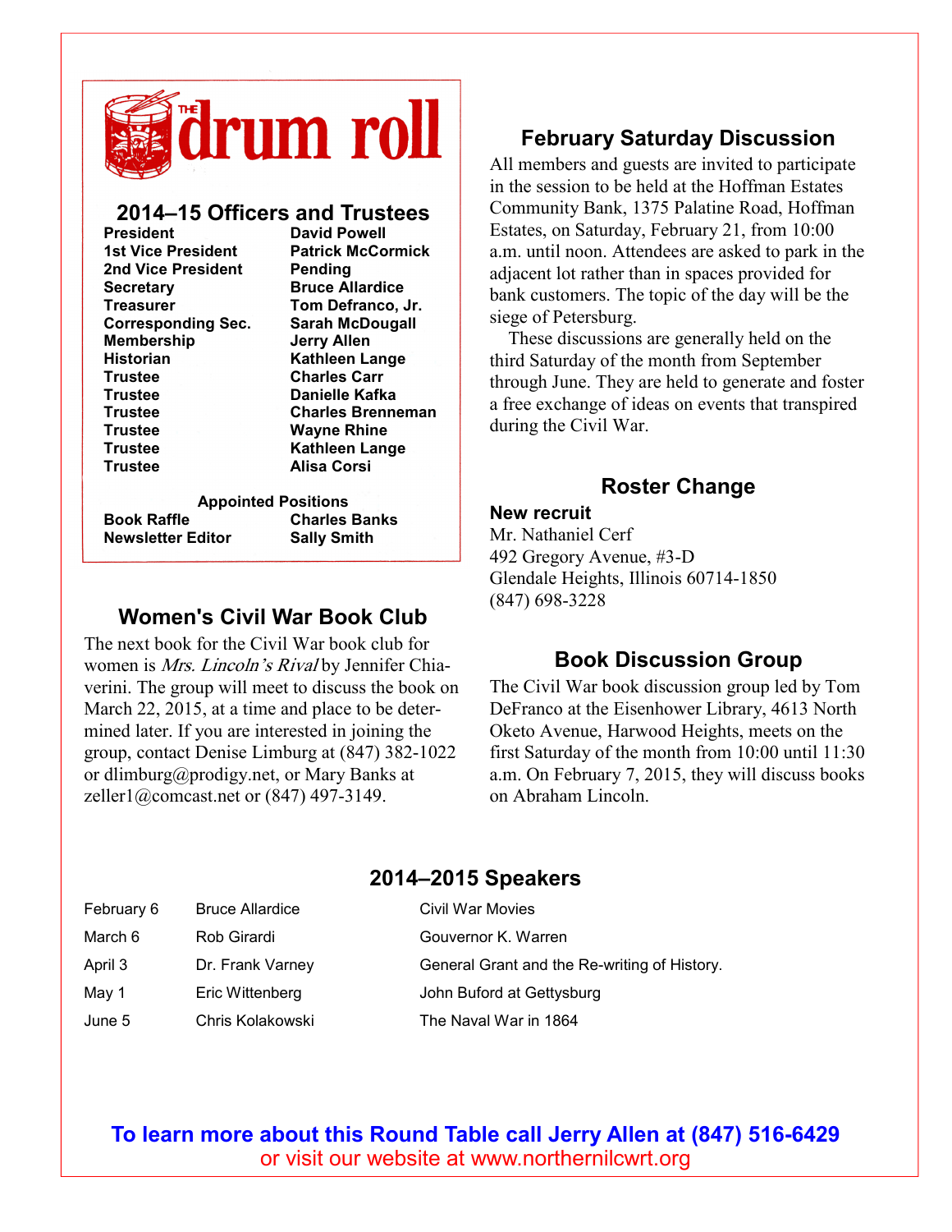# the drum roll

## 2014–15 Officers and Trustees

| | |
|---|---|
| President | David Powell |
| 1st Vice President | Patrick McCormick |
| 2nd Vice President | Pending |
| Secretary | Bruce Allardice |
| Treasurer | Tom Defranco, Jr. |
| Corresponding Sec. | Sarah McDougall |
| Membership | Jerry Allen |
| Historian | Kathleen Lange |
| Trustee | Charles Carr |
| Trustee | Danielle Kafka |
| Trustee | Charles Brenneman |
| Trustee | Wayne Rhine |
| Trustee | Kathleen Lange |
| Trustee | Alisa Corsi |

**Appointed Positions**

| | |
|---|---|
| Book Raffle | Charles Banks |
| Newsletter Editor | Sally Smith |

## Women's Civil War Book Club

The next book for the Civil War book club for women is *Mrs. Lincoln's Rival* by Jennifer Chiaverini. The group will meet to discuss the book on March 22, 2015, at a time and place to be determined later. If you are interested in joining the group, contact Denise Limburg at (847) 382-1022 or dlimburg@prodigy.net, or Mary Banks at zeller1@comcast.net or (847) 497-3149.

## February Saturday Discussion

All members and guests are invited to participate in the session to be held at the Hoffman Estates Community Bank, 1375 Palatine Road, Hoffman Estates, on Saturday, February 21, from 10:00 a.m. until noon. Attendees are asked to park in the adjacent lot rather than in spaces provided for bank customers. The topic of the day will be the siege of Petersburg.

These discussions are generally held on the third Saturday of the month from September through June. They are held to generate and foster a free exchange of ideas on events that transpired during the Civil War.

## Roster Change

**New recruit**

Mr. Nathaniel Cerf
492 Gregory Avenue, #3-D
Glendale Heights, Illinois 60714-1850
(847) 698-3228

## Book Discussion Group

The Civil War book discussion group led by Tom DeFranco at the Eisenhower Library, 4613 North Oketo Avenue, Harwood Heights, meets on the first Saturday of the month from 10:00 until 11:30 a.m. On February 7, 2015, they will discuss books on Abraham Lincoln.

## 2014–2015 Speakers

| | | |
|---|---|---|
| February 6 | Bruce Allardice | Civil War Movies |
| March 6 | Rob Girardi | Gouverνor K. Warren |
| April 3 | Dr. Frank Varney | General Grant and the Re-writing of History. |
| May 1 | Eric Wittenberg | John Buford at Gettysburg |
| June 5 | Chris Kolakowski | The Naval War in 1864 |

**To learn more about this Round Table call Jerry Allen at (847) 516-6429**
or visit our website at www.northernilcwrt.org